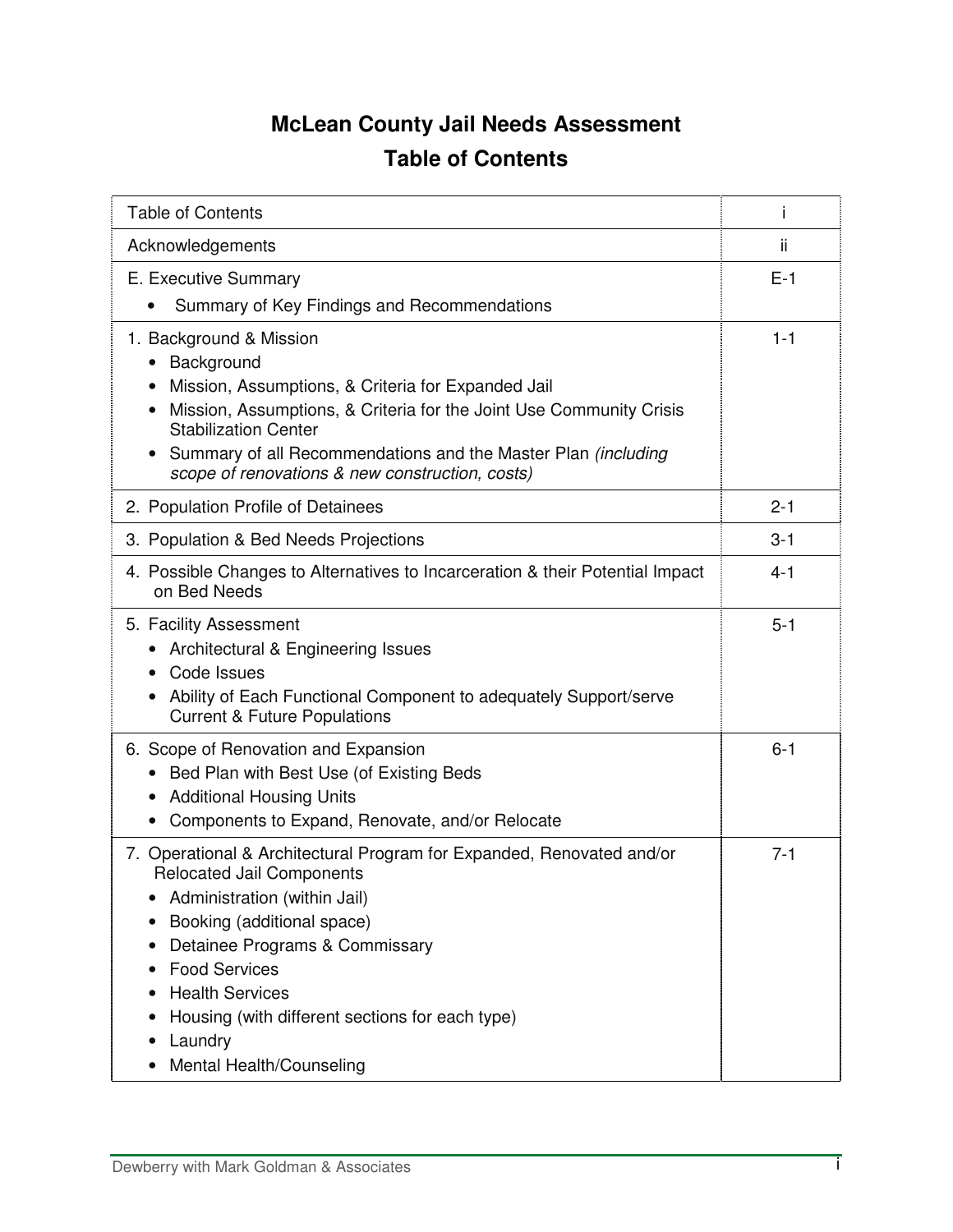# McLean County Jail Needs Assessment

## Table of Contents

| | |
|---|---|
| Table of Contents | i |
| Acknowledgements | ii |
| E. Executive Summary<br>• Summary of Key Findings and Recommendations | E-1 |
| 1. Background & Mission<br>• Background<br>• Mission, Assumptions, & Criteria for Expanded Jail<br>• Mission, Assumptions, & Criteria for the Joint Use Community Crisis Stabilization Center<br>• Summary of all Recommendations and the Master Plan *(including scope of renovations & new construction, costs)* | 1-1 |
| 2. Population Profile of Detainees | 2-1 |
| 3. Population & Bed Needs Projections | 3-1 |
| 4. Possible Changes to Alternatives to Incarceration & their Potential Impact on Bed Needs | 4-1 |
| 5. Facility Assessment<br>• Architectural & Engineering Issues<br>• Code Issues<br>• Ability of Each Functional Component to adequately Support/serve Current & Future Populations | 5-1 |
| 6. Scope of Renovation and Expansion<br>• Bed Plan with Best Use (of Existing Beds<br>• Additional Housing Units<br>• Components to Expand, Renovate, and/or Relocate | 6-1 |
| 7. Operational & Architectural Program for Expanded, Renovated and/or Relocated Jail Components<br>• Administration (within Jail)<br>• Booking (additional space)<br>• Detainee Programs & Commissary<br>• Food Services<br>• Health Services<br>• Housing (with different sections for each type)<br>• Laundry<br>• Mental Health/Counseling | 7-1 |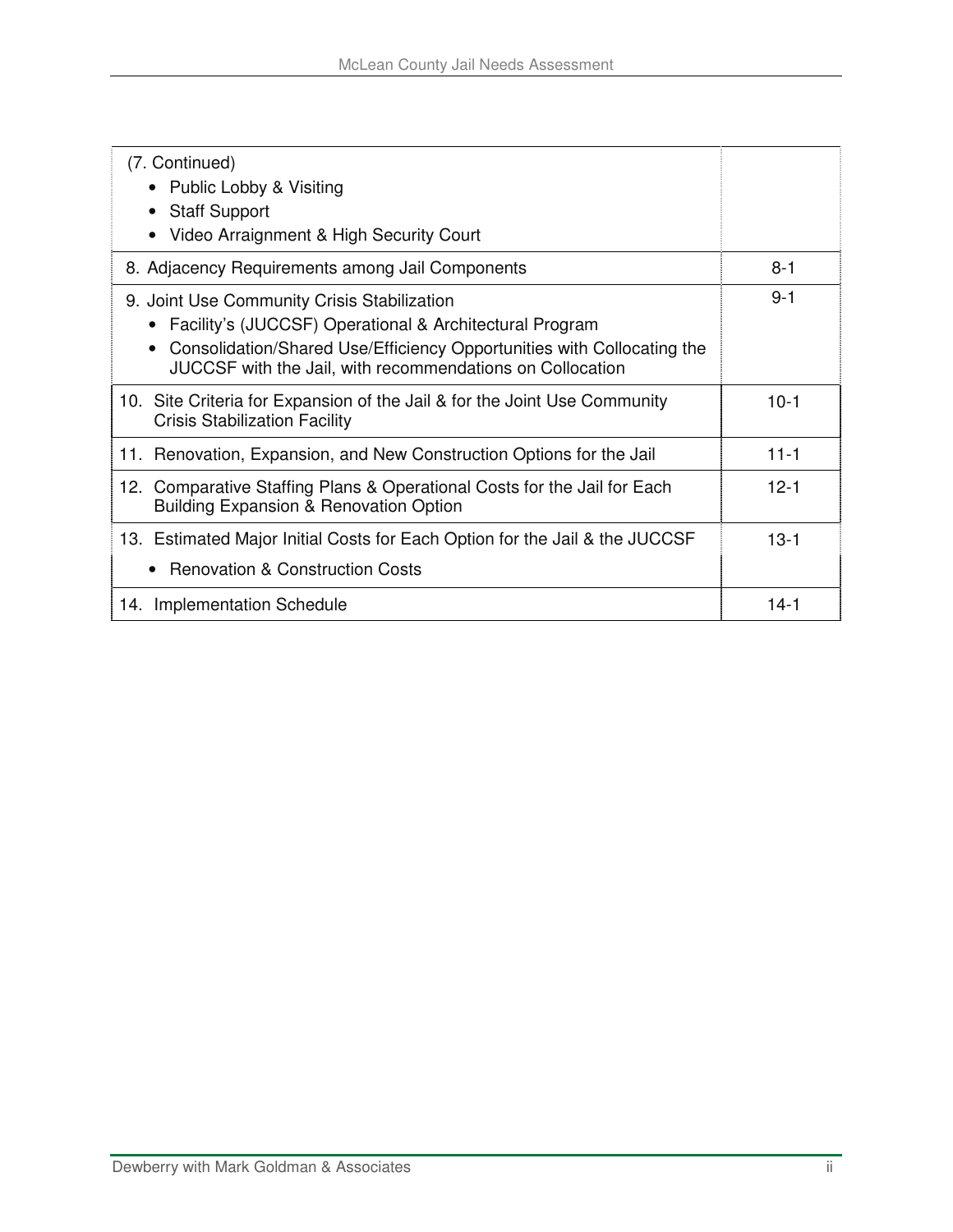| | |
|---|---|
| (7. Continued)<br>• Public Lobby & Visiting<br>• Staff Support<br>• Video Arraignment & High Security Court | |
| 8. Adjacency Requirements among Jail Components | 8-1 |
| 9. Joint Use Community Crisis Stabilization<br>• Facility's (JUCCSF) Operational & Architectural Program<br>• Consolidation/Shared Use/Efficiency Opportunities with Collocating the JUCCSF with the Jail, with recommendations on Collocation | 9-1 |
| 10. Site Criteria for Expansion of the Jail & for the Joint Use Community Crisis Stabilization Facility | 10-1 |
| 11. Renovation, Expansion, and New Construction Options for the Jail | 11-1 |
| 12. Comparative Staffing Plans & Operational Costs for the Jail for Each Building Expansion & Renovation Option | 12-1 |
| 13. Estimated Major Initial Costs for Each Option for the Jail & the JUCCSF<br>• Renovation & Construction Costs | 13-1 |
| 14. Implementation Schedule | 14-1 |